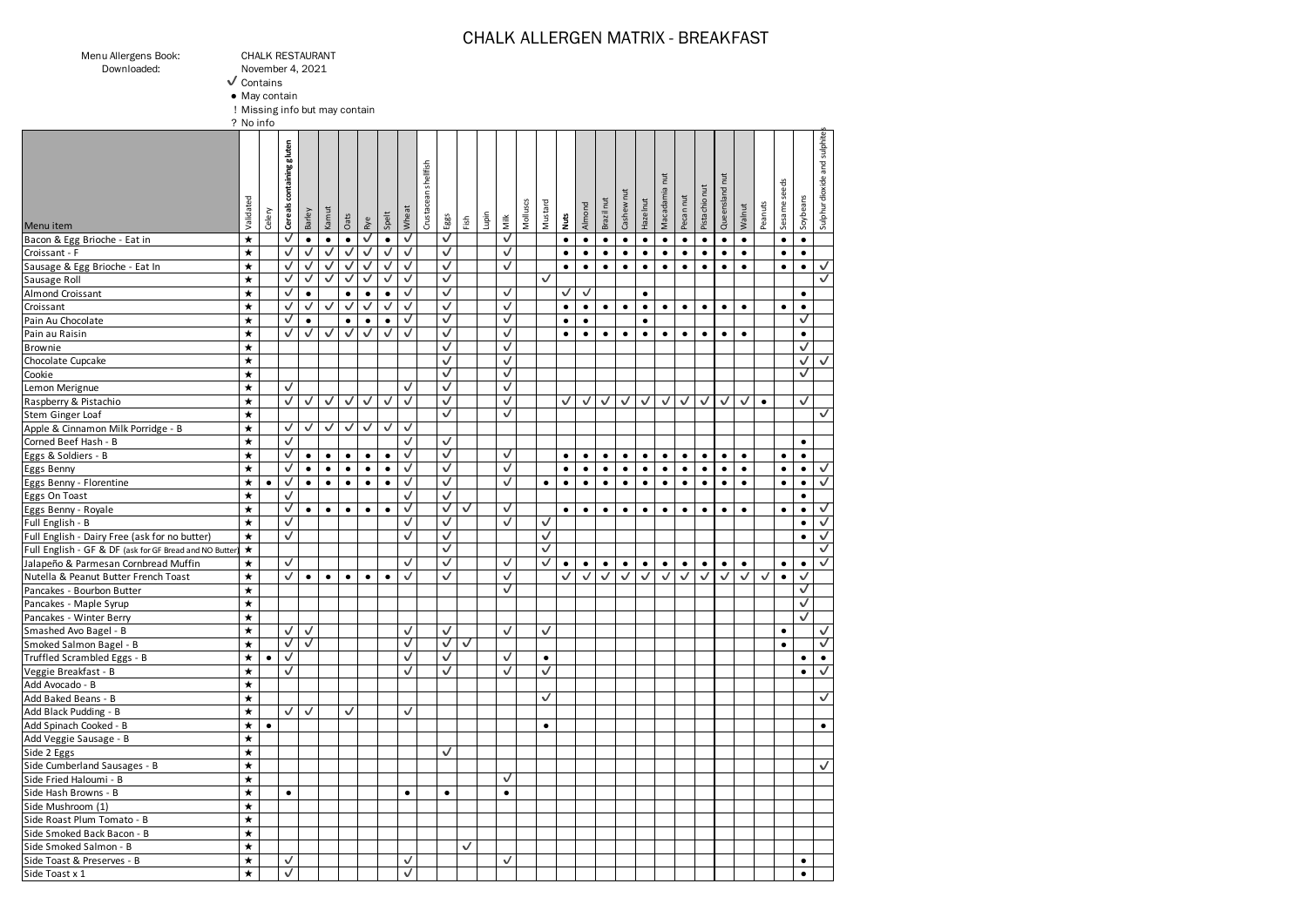# CHALK ALLERGEN MATRIX - BREAKFAST

Menu Allergens Book: CHALK RESTAURANT
Downloaded: November 4, 2021

✓ Contains
● May contain
! Missing info but may contain
? No info

| Menu item | Validated | Celery | Cereals containing gluten | Barley | Kamut | Oats | Rye | Spelt | Wheat | Crustacean shellfish | Eggs | Fish | Lupin | Milk | Molluscs | Mustard | Nuts | Almond | Brazil nut | Cashew nut | Hazelnut | Macadamia nut | Pecan nut | Pistachio nut | Queensland nut | Walnut | Peanuts | Sesame seeds | Soybeans | Sulphur dioxide and sulphites |
|---|---|---|---|---|---|---|---|---|---|---|---|---|---|---|---|---|---|---|---|---|---|---|---|---|---|---|---|---|---|---|
| Bacon & Egg Brioche - Eat in | ★ | | ✓ | ● | ● | ● | ✓ | ● | ✓ | | ✓ | | | ✓ | | | ● | ● | ● | ● | ● | ● | ● | ● | ● | ● | | ● | ● | |
| Croissant - F | ★ | | ✓ | ✓ | ✓ | ✓ | ✓ | ✓ | ✓ | | ✓ | | | ✓ | | | ● | ● | ● | ● | ● | ● | ● | ● | ● | ● | | ● | ● | |
| Sausage & Egg Brioche - Eat In | ★ | | ✓ | ✓ | ✓ | ✓ | ✓ | ✓ | ✓ | | ✓ | | | ✓ | | | ● | ● | ● | ● | ● | ● | ● | ● | ● | ● | | ● | ● | ✓ |
| Sausage Roll | ★ | | ✓ | ✓ | ✓ | ✓ | ✓ | ✓ | ✓ | | ✓ | | | | | ✓ | | | | | | | | | | | | | | ✓ |
| Almond Croissant | ★ | | ✓ | ● | | ● | ● | ● | ✓ | | ✓ | | | ✓ | | | ✓ | ✓ | | | ● | | | | | | | | ● | |
| Croissant | ★ | | ✓ | ✓ | ✓ | ✓ | ✓ | ✓ | ✓ | | ✓ | | | ✓ | | | ● | ● | ● | ● | ● | ● | ● | ● | ● | ● | | ● | ● | |
| Pain Au Chocolate | ★ | | ✓ | ● | | ● | ● | ● | ✓ | | ✓ | | | ✓ | | | ● | ● | | | ● | | | | | | | | ✓ | |
| Pain au Raisin | ★ | | ✓ | ✓ | ✓ | ✓ | ✓ | ✓ | ✓ | | ✓ | | | ✓ | | | ● | ● | ● | ● | ● | ● | ● | ● | ● | ● | | | ● | |
| Brownie | ★ | | | | | | | | | | ✓ | | | ✓ | | | | | | | | | | | | | | | ✓ | |
| Chocolate Cupcake | ★ | | | | | | | | | | ✓ | | | ✓ | | | | | | | | | | | | | | | ✓ | ✓ |
| Cookie | ★ | | | | | | | | | | ✓ | | | ✓ | | | | | | | | | | | | | | | ✓ | |
| Lemon Merignue | ★ | | ✓ | | | | | | ✓ | | ✓ | | | ✓ | | | | | | | | | | | | | | | | |
| Raspberry & Pistachio | ★ | | ✓ | ✓ | ✓ | ✓ | ✓ | ✓ | ✓ | | ✓ | | | ✓ | | | ✓ | ✓ | ✓ | ✓ | ✓ | ✓ | ✓ | ✓ | ✓ | ✓ | ● | | ✓ | |
| Stem Ginger Loaf | ★ | | | | | | | | | | ✓ | | | ✓ | | | | | | | | | | | | | | | | ✓ |
| Apple & Cinnamon Milk Porridge - B | ★ | | ✓ | ✓ | ✓ | ✓ | ✓ | ✓ | ✓ | | | | | | | | | | | | | | | | | | | | | |
| Corned Beef Hash - B | ★ | | ✓ | | | | | | ✓ | | ✓ | | | | | | | | | | | | | | | | | | ● | |
| Eggs & Soldiers - B | ★ | | ✓ | ● | ● | ● | ● | ● | ✓ | | ✓ | | | ✓ | | | ● | ● | ● | ● | ● | ● | ● | ● | ● | ● | | ● | ● | |
| Eggs Benny | ★ | | ✓ | ● | ● | ● | ● | ● | ✓ | | ✓ | | | ✓ | | | ● | ● | ● | ● | ● | ● | ● | ● | ● | ● | | ● | ● | ✓ |
| Eggs Benny - Florentine | ★ | ● | ✓ | ● | ● | ● | ● | ● | ✓ | | ✓ | | | ✓ | | ● | ● | ● | ● | ● | ● | ● | ● | ● | ● | ● | | ● | ● | ✓ |
| Eggs On Toast | ★ | | ✓ | | | | | | ✓ | | ✓ | | | | | | | | | | | | | | | | | | ● | |
| Eggs Benny - Royale | ★ | | ✓ | ● | ● | ● | ● | ● | ✓ | | ✓ | ✓ | | ✓ | | | ● | ● | ● | ● | ● | ● | ● | ● | ● | ● | | ● | ● | ✓ |
| Full English - B | ★ | | ✓ | | | | | | ✓ | | ✓ | | | ✓ | | ✓ | | | | | | | | | | | | | ● | ✓ |
| Full English - Dairy Free (ask for no butter) | ★ | | ✓ | | | | | | ✓ | | ✓ | | | | | ✓ | | | | | | | | | | | | | ● | ✓ |
| Full English - GF & DF (ask for GF Bread and NO Butter) | ★ | | | | | | | | | | ✓ | | | | | ✓ | | | | | | | | | | | | | | ✓ |
| Jalapeño & Parmesan Cornbread Muffin | ★ | | ✓ | | | | | | ✓ | | ✓ | | | ✓ | | ✓ | ● | ● | ● | ● | ● | ● | ● | ● | ● | ● | | ● | ● | ✓ |
| Nutella & Peanut Butter French Toast | ★ | | ✓ | ● | ● | ● | ● | ● | ✓ | | ✓ | | | ✓ | | | ✓ | ✓ | ✓ | ✓ | ✓ | ✓ | ✓ | ✓ | ✓ | ✓ | ✓ | ● | ✓ | |
| Pancakes - Bourbon Butter | ★ | | | | | | | | | | | | | ✓ | | | | | | | | | | | | | | | ✓ | |
| Pancakes - Maple Syrup | ★ | | | | | | | | | | | | | | | | | | | | | | | | | | | | ✓ | |
| Pancakes - Winter Berry | ★ | | | | | | | | | | | | | | | | | | | | | | | | | | | | ✓ | |
| Smashed Avo Bagel - B | ★ | | ✓ | ✓ | | | | | ✓ | | ✓ | | | ✓ | | ✓ | | | | | | | | | | | | ● | | ✓ |
| Smoked Salmon Bagel - B | ★ | | ✓ | ✓ | | | | | ✓ | | ✓ | ✓ | | | | | | | | | | | | | | | | ● | | ✓ |
| Truffled Scrambled Eggs - B | ★ | ● | ✓ | | | | | | ✓ | | ✓ | | | ✓ | | ● | | | | | | | | | | | | | ● | ● |
| Veggie Breakfast - B | ★ | | ✓ | | | | | | ✓ | | ✓ | | | ✓ | | ✓ | | | | | | | | | | | | | ● | ✓ |
| Add Avocado - B | ★ | | | | | | | | | | | | | | | | | | | | | | | | | | | | | |
| Add Baked Beans - B | ★ | | | | | | | | | | | | | | | ✓ | | | | | | | | | | | | | | ✓ |
| Add Black Pudding - B | ★ | | ✓ | ✓ | | ✓ | | | ✓ | | | | | | | | | | | | | | | | | | | | | |
| Add Spinach Cooked - B | ★ | ● | | | | | | | | | | | | | | ● | | | | | | | | | | | | | | ● |
| Add Veggie Sausage - B | ★ | | | | | | | | | | | | | | | | | | | | | | | | | | | | | |
| Side 2 Eggs | ★ | | | | | | | | | | ✓ | | | | | | | | | | | | | | | | | | | |
| Side Cumberland Sausages - B | ★ | | | | | | | | | | | | | | | | | | | | | | | | | | | | | ✓ |
| Side Fried Haloumi - B | ★ | | | | | | | | | | | | | ✓ | | | | | | | | | | | | | | | | |
| Side Hash Browns - B | ★ | | ● | | | | | | ● | | ● | | | ● | | | | | | | | | | | | | | | | |
| Side Mushroom (1) | ★ | | | | | | | | | | | | | | | | | | | | | | | | | | | | | |
| Side Roast Plum Tomato - B | ★ | | | | | | | | | | | | | | | | | | | | | | | | | | | | | |
| Side Smoked Back Bacon - B | ★ | | | | | | | | | | | | | | | | | | | | | | | | | | | | | |
| Side Smoked Salmon - B | ★ | | | | | | | | | | | ✓ | | | | | | | | | | | | | | | | | | |
| Side Toast & Preserves - B | ★ | | ✓ | | | | | | ✓ | | | | | ✓ | | | | | | | | | | | | | | | ● | |
| Side Toast x 1 | ★ | | ✓ | | | | | | ✓ | | | | | | | | | | | | | | | | | | | | ● | |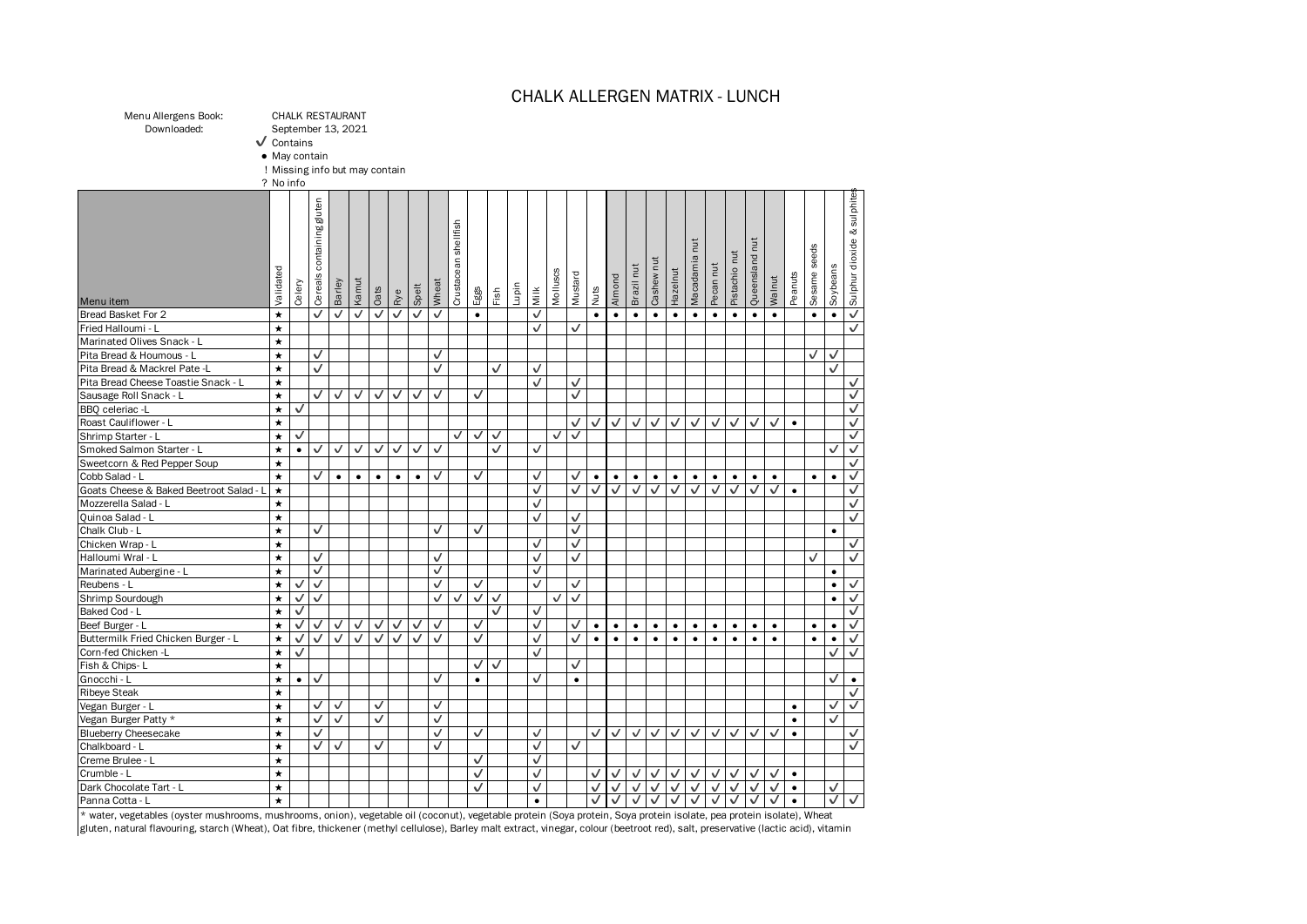# CHALK ALLERGEN MATRIX - LUNCH

Menu Allergens Book: CHALK RESTAURANT
Downloaded: September 13, 2021

✓ Contains
● May contain
! Missing info but may contain
? No info

| Menu item | Validated | Celery | Cereals containing gluten | Barley | Kamut | Oats | Rye | Spelt | Wheat | Crustacean shellfish | Eggs | Fish | Lupin | Milk | Molluscs | Mustard | Nuts | Almond | Brazil nut | Cashew nut | Hazelnut | Macadamia nut | Pecan nut | Pistachio nut | Queensland nut | Walnut | Peanuts | Sesame seeds | Soybeans | Sulphur dioxide & sulphites |
|---|---|---|---|---|---|---|---|---|---|---|---|---|---|---|---|---|---|---|---|---|---|---|---|---|---|---|---|---|---|---|
| Bread Basket For 2 | ★ | | ✓ | ✓ | ✓ | ✓ | ✓ | ✓ | ✓ | | ● | | | ✓ | | | ● | ● | ● | ● | ● | ● | ● | ● | ● | ● | | ● | ● | ✓ |
| Fried Halloumi - L | ★ | | | | | | | | | | | | | ✓ | | ✓ | | | | | | | | | | | | | | ✓ |
| Marinated Olives Snack - L | ★ | | | | | | | | | | | | | | | | | | | | | | | | | | | | | |
| Pita Bread & Houmous - L | ★ | | ✓ | | | | | | ✓ | | | | | | | | | | | | | | | | | | | ✓ | ✓ | |
| Pita Bread & Mackrel Pate -L | ★ | | ✓ | | | | | | ✓ | | | ✓ | | ✓ | | | | | | | | | | | | | | | ✓ | |
| Pita Bread Cheese Toastie Snack - L | ★ | | | | | | | | | | | | | ✓ | | ✓ | | | | | | | | | | | | | | ✓ |
| Sausage Roll Snack - L | ★ | | ✓ | ✓ | ✓ | ✓ | ✓ | ✓ | ✓ | | ✓ | | | | | ✓ | | | | | | | | | | | | | | ✓ |
| BBQ celeriac -L | ★ | ✓ | | | | | | | | | | | | | | | | | | | | | | | | | | | | ✓ |
| Roast Cauliflower - L | ★ | | | | | | | | | | | | | | | ✓ | ✓ | ✓ | ✓ | ✓ | ✓ | ✓ | ✓ | ✓ | ✓ | ✓ | ● | | | ✓ |
| Shrimp Starter - L | ★ | ✓ | | | | | | | | ✓ | ✓ | ✓ | | | ✓ | ✓ | | | | | | | | | | | | | | ✓ |
| Smoked Salmon Starter - L | ★ | ● | ✓ | ✓ | ✓ | ✓ | ✓ | ✓ | ✓ | | | ✓ | | ✓ | | | | | | | | | | | | | | | ✓ | ✓ |
| Sweetcorn & Red Pepper Soup | ★ | | | | | | | | | | | | | | | | | | | | | | | | | | | | | ✓ |
| Cobb Salad - L | ★ | | ✓ | ● | ● | ● | ● | ● | ✓ | | ✓ | | | ✓ | | ✓ | ● | ● | ● | ● | ● | ● | ● | ● | ● | ● | | ● | ● | ✓ |
| Goats Cheese & Baked Beetroot Salad - L | ★ | | | | | | | | | | | | | ✓ | | ✓ | ✓ | ✓ | ✓ | ✓ | ✓ | ✓ | ✓ | ✓ | ✓ | ✓ | ● | | | ✓ |
| Mozzerella Salad - L | ★ | | | | | | | | | | | | | ✓ | | | | | | | | | | | | | | | | ✓ |
| Quinoa Salad - L | ★ | | | | | | | | | | | | | ✓ | | ✓ | | | | | | | | | | | | | | ✓ |
| Chalk Club - L | ★ | | ✓ | | | | | | ✓ | | ✓ | | | | | ✓ | | | | | | | | | | | | | ● | |
| Chicken Wrap - L | ★ | | | | | | | | | | | | | ✓ | | ✓ | | | | | | | | | | | | | | ✓ |
| Halloumi Wral - L | ★ | | ✓ | | | | | | ✓ | | | | | ✓ | | ✓ | | | | | | | | | | | | ✓ | | ✓ |
| Marinated Aubergine - L | ★ | | ✓ | | | | | | ✓ | | | | | ✓ | | | | | | | | | | | | | | | ● | |
| Reubens - L | ★ | ✓ | ✓ | | | | | | ✓ | | ✓ | | | ✓ | | ✓ | | | | | | | | | | | | | ● | ✓ |
| Shrimp Sourdough | ★ | ✓ | ✓ | | | | | | ✓ | ✓ | ✓ | ✓ | | | ✓ | ✓ | | | | | | | | | | | | | ● | ✓ |
| Baked Cod - L | ★ | ✓ | | | | | | | | | | ✓ | | ✓ | | | | | | | | | | | | | | | | ✓ |
| Beef Burger - L | ★ | ✓ | ✓ | ✓ | ✓ | ✓ | ✓ | ✓ | ✓ | | ✓ | | | ✓ | | ✓ | ● | ● | ● | ● | ● | ● | ● | ● | ● | ● | | ● | ● | ✓ |
| Buttermilk Fried Chicken Burger - L | ★ | ✓ | ✓ | ✓ | ✓ | ✓ | ✓ | ✓ | ✓ | | ✓ | | | ✓ | | ✓ | ● | ● | ● | ● | ● | ● | ● | ● | ● | ● | | ● | ● | ✓ |
| Corn-fed Chicken -L | ★ | ✓ | | | | | | | | | | | | ✓ | | | | | | | | | | | | | | | ✓ | ✓ |
| Fish & Chips- L | ★ | | | | | | | | | | ✓ | ✓ | | | | ✓ | | | | | | | | | | | | | | |
| Gnocchi - L | ★ | ● | ✓ | | | | | | ✓ | | ● | | | ✓ | | ● | | | | | | | | | | | | | ✓ | ● |
| Ribeye Steak | ★ | | | | | | | | | | | | | | | | | | | | | | | | | | | | | ✓ |
| Vegan Burger - L | ★ | | ✓ | ✓ | | ✓ | | | ✓ | | | | | | | | | | | | | | | | | | ● | | ✓ | ✓ |
| Vegan Burger Patty * | ★ | | ✓ | ✓ | | ✓ | | | ✓ | | | | | | | | | | | | | | | | | | ● | | ✓ | |
| Blueberry Cheesecake | ★ | | ✓ | | | | | | ✓ | | ✓ | | | ✓ | | | ✓ | ✓ | ✓ | ✓ | ✓ | ✓ | ✓ | ✓ | ✓ | ✓ | ● | | | ✓ |
| Chalkboard - L | ★ | | ✓ | ✓ | | ✓ | | | ✓ | | | | | ✓ | | ✓ | | | | | | | | | | | | | | ✓ |
| Creme Brulee - L | ★ | | | | | | | | | | ✓ | | | ✓ | | | | | | | | | | | | | | | | |
| Crumble - L | ★ | | | | | | | | | | ✓ | | | ✓ | | | ✓ | ✓ | ✓ | ✓ | ✓ | ✓ | ✓ | ✓ | ✓ | ✓ | ● | | | |
| Dark Chocolate Tart - L | ★ | | | | | | | | | | ✓ | | | ✓ | | | ✓ | ✓ | ✓ | ✓ | ✓ | ✓ | ✓ | ✓ | ✓ | ✓ | ● | | ✓ | |
| Panna Cotta - L | ★ | | | | | | | | | | | | | ● | | | ✓ | ✓ | ✓ | ✓ | ✓ | ✓ | ✓ | ✓ | ✓ | ✓ | ● | | ✓ | ✓ |

* water, vegetables (oyster mushrooms, mushrooms, onion), vegetable oil (coconut), vegetable protein (Soya protein, Soya protein isolate, pea protein isolate), Wheat gluten, natural flavouring, starch (Wheat), Oat fibre, thickener (methyl cellulose), Barley malt extract, vinegar, colour (beetroot red), salt, preservative (lactic acid), vitamin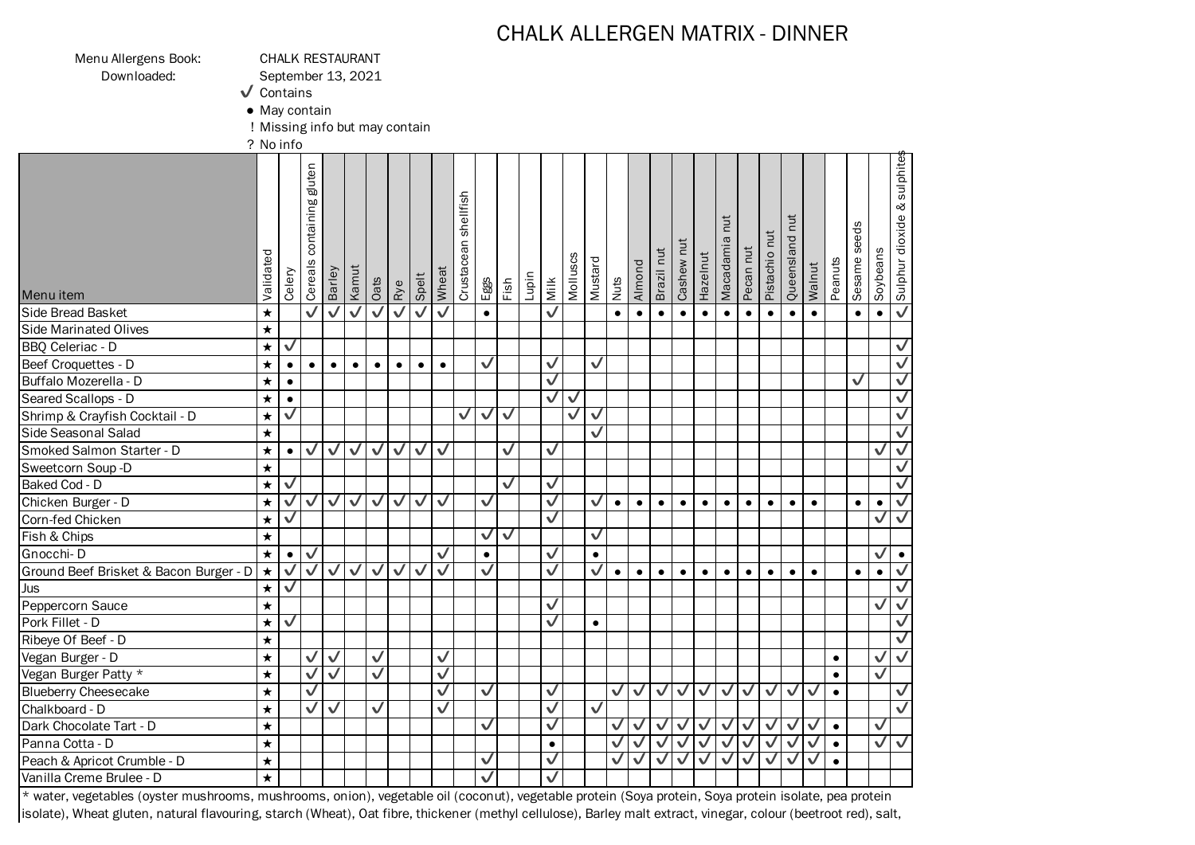# CHALK ALLERGEN MATRIX - DINNER

Menu Allergens Book: CHALK RESTAURANT
Downloaded: September 13, 2021

✓ Contains
● May contain
! Missing info but may contain
? No info

| Menu item | Validated | Celery | Cereals containing gluten | Barley | Kamut | Oats | Rye | Spelt | Wheat | Crustacean shellfish | Eggs | Fish | Lupin | Milk | Molluscs | Mustard | Nuts | Almond | Brazil nut | Cashew nut | Hazelnut | Macadamia nut | Pecan nut | Pistachio nut | Queensland nut | Walnut | Peanuts | Sesame seeds | Soybeans | Sulphur dioxide & sulphites |
|---|---|---|---|---|---|---|---|---|---|---|---|---|---|---|---|---|---|---|---|---|---|---|---|---|---|---|---|---|---|---|
| Side Bread Basket | ★ | | ✓ | ✓ | ✓ | ✓ | ✓ | ✓ | ✓ | | ● | | | ✓ | | | ● | ● | ● | ● | ● | ● | ● | ● | ● | ● | | ● | ● | ✓ |
| Side Marinated Olives | ★ | | | | | | | | | | | | | | | | | | | | | | | | | | | | | |
| BBQ Celeriac - D | ★ | ✓ | | | | | | | | | | | | | | | | | | | | | | | | | | | | ✓ |
| Beef Croquettes - D | ★ | ● | ● | ● | ● | ● | ● | ● | ● | | ✓ | | | ✓ | | ✓ | | | | | | | | | | | | | | ✓ |
| Buffalo Mozerella - D | ★ | ● | | | | | | | | | | | | ✓ | | | | | | | | | | | | | | ✓ | | ✓ |
| Seared Scallops - D | ★ | ● | | | | | | | | | | | | ✓ | ✓ | | | | | | | | | | | | | | | ✓ |
| Shrimp & Crayfish Cocktail - D | ★ | ✓ | | | | | | | | ✓ | ✓ | ✓ | | | ✓ | ✓ | | | | | | | | | | | | | | ✓ |
| Side Seasonal Salad | ★ | | | | | | | | | | | | | | | ✓ | | | | | | | | | | | | | | ✓ |
| Smoked Salmon Starter - D | ★ | ● | ✓ | ✓ | ✓ | ✓ | ✓ | ✓ | ✓ | | | ✓ | | ✓ | | | | | | | | | | | | | | | ✓ | ✓ |
| Sweetcorn Soup -D | ★ | | | | | | | | | | | | | | | | | | | | | | | | | | | | | ✓ |
| Baked Cod - D | ★ | ✓ | | | | | | | | | | ✓ | | ✓ | | | | | | | | | | | | | | | | ✓ |
| Chicken Burger - D | ★ | ✓ | ✓ | ✓ | ✓ | ✓ | ✓ | ✓ | ✓ | | ✓ | | | ✓ | | ✓ | ● | ● | ● | ● | ● | ● | ● | ● | ● | ● | | ● | ● | ✓ |
| Corn-fed Chicken | ★ | ✓ | | | | | | | | | | | | ✓ | | | | | | | | | | | | | | | ✓ | ✓ |
| Fish & Chips | ★ | | | | | | | | | | ✓ | ✓ | | | | ✓ | | | | | | | | | | | | | | |
| Gnocchi- D | ★ | ● | ✓ | | | | | | ✓ | | ● | | | ✓ | | ● | | | | | | | | | | | | | ✓ | ● |
| Ground Beef Brisket & Bacon Burger - D | ★ | ✓ | ✓ | ✓ | ✓ | ✓ | ✓ | ✓ | ✓ | | ✓ | | | ✓ | | ✓ | ● | ● | ● | ● | ● | ● | ● | ● | ● | ● | | ● | ● | ✓ |
| Jus | ★ | ✓ | | | | | | | | | | | | | | | | | | | | | | | | | | | | ✓ |
| Peppercorn Sauce | ★ | | | | | | | | | | | | | ✓ | | | | | | | | | | | | | | | ✓ | ✓ |
| Pork Fillet - D | ★ | ✓ | | | | | | | | | | | | ✓ | | ● | | | | | | | | | | | | | | ✓ |
| Ribeye Of Beef - D | ★ | | | | | | | | | | | | | | | | | | | | | | | | | | | | | ✓ |
| Vegan Burger - D | ★ | | ✓ | ✓ | | ✓ | | | ✓ | | | | | | | | | | | | | | | | | | ● | | ✓ | ✓ |
| Vegan Burger Patty * | ★ | | ✓ | ✓ | | ✓ | | | ✓ | | | | | | | | | | | | | | | | | | ● | | ✓ | |
| Blueberry Cheesecake | ★ | | ✓ | | | | | | ✓ | | ✓ | | | ✓ | | | ✓ | ✓ | ✓ | ✓ | ✓ | ✓ | ✓ | ✓ | ✓ | ✓ | ● | | | ✓ |
| Chalkboard - D | ★ | | ✓ | ✓ | | ✓ | | | ✓ | | | | | ✓ | | ✓ | | | | | | | | | | | | | | ✓ |
| Dark Chocolate Tart - D | ★ | | | | | | | | | | ✓ | | | ✓ | | | ✓ | ✓ | ✓ | ✓ | ✓ | ✓ | ✓ | ✓ | ✓ | ✓ | ● | | ✓ | |
| Panna Cotta - D | ★ | | | | | | | | | | | | | ● | | | ✓ | ✓ | ✓ | ✓ | ✓ | ✓ | ✓ | ✓ | ✓ | ✓ | ● | | ✓ | ✓ |
| Peach & Apricot Crumble - D | ★ | | | | | | | | | | ✓ | | | ✓ | | | ✓ | ✓ | ✓ | ✓ | ✓ | ✓ | ✓ | ✓ | ✓ | ✓ | ● | | | |
| Vanilla Creme Brulee - D | ★ | | | | | | | | | | ✓ | | | ✓ | | | | | | | | | | | | | | | | |

* water, vegetables (oyster mushrooms, mushrooms, onion), vegetable oil (coconut), vegetable protein (Soya protein, Soya protein isolate, pea protein isolate), Wheat gluten, natural flavouring, starch (Wheat), Oat fibre, thickener (methyl cellulose), Barley malt extract, vinegar, colour (beetroot red), salt,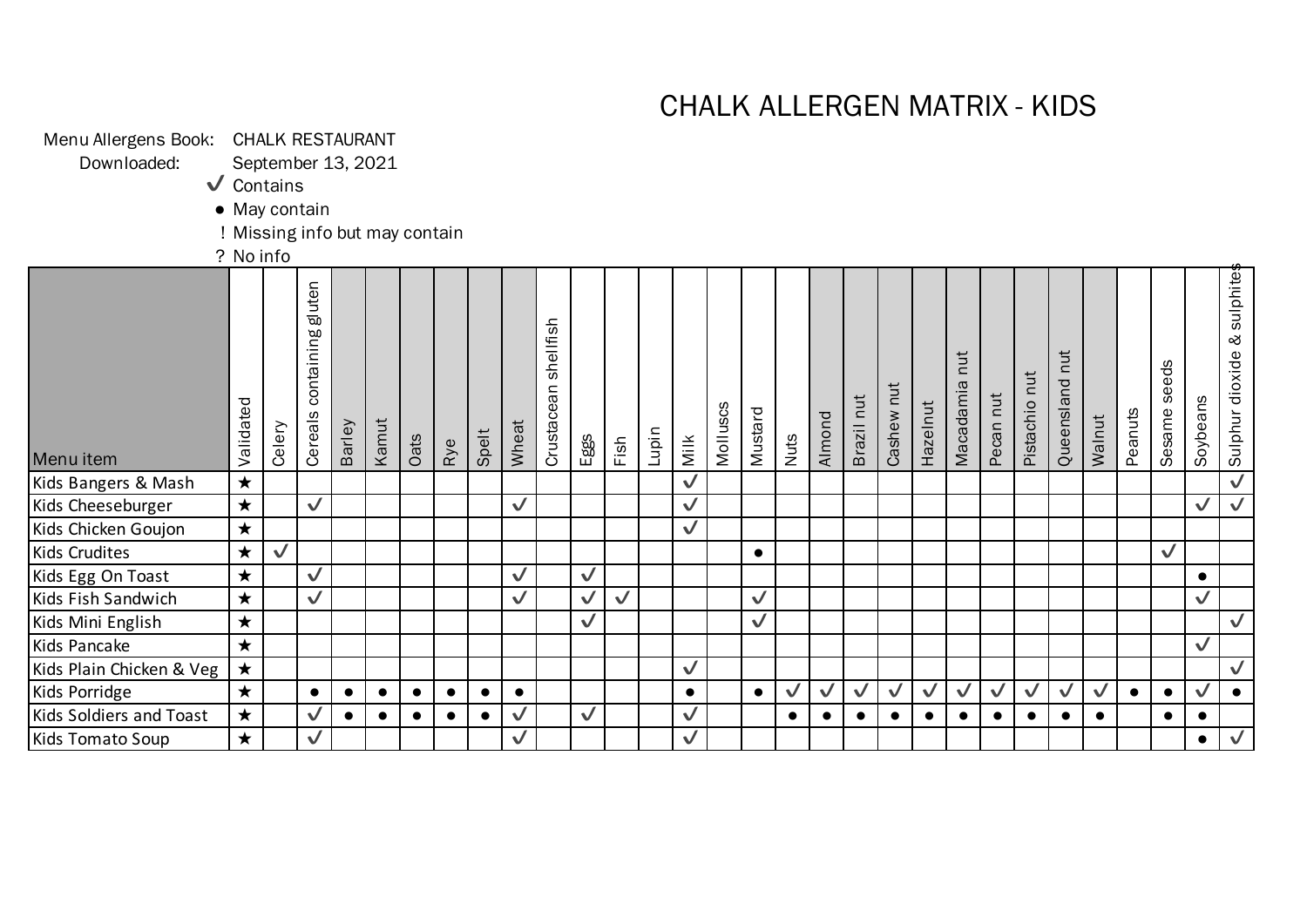# CHALK ALLERGEN MATRIX - KIDS

Menu Allergens Book: CHALK RESTAURANT
Downloaded: September 13, 2021

- ✓ Contains
- ● May contain
- ! Missing info but may contain
- ? No info

| Menu item | Validated | Celery | Cereals containing gluten | Barley | Kamut | Oats | Rye | Spelt | Wheat | Crustacean shellfish | Eggs | Fish | Lupin | Milk | Molluscs | Mustard | Nuts | Almond | Brazil nut | Cashew nut | Hazelnut | Macadamia nut | Pecan nut | Pistachio nut | Queensland nut | Walnut | Peanuts | Sesame seeds | Soybeans | Sulphur dioxide & sulphites |
|---|---|---|---|---|---|---|---|---|---|---|---|---|---|---|---|---|---|---|---|---|---|---|---|---|---|---|---|---|---|---|
| Kids Bangers & Mash | ★ | | | | | | | | | | | | | ✓ | | | | | | | | | | | | | | | | ✓ |
| Kids Cheeseburger | ★ | | ✓ | | | | | | ✓ | | | | | ✓ | | | | | | | | | | | | | | | ✓ | ✓ |
| Kids Chicken Goujon | ★ | | | | | | | | | | | | | ✓ | | | | | | | | | | | | | | | | |
| Kids Crudites | ★ | ✓ | | | | | | | | | | | | | | ● | | | | | | | | | | | | ✓ | | |
| Kids Egg On Toast | ★ | | ✓ | | | | | | ✓ | | ✓ | | | | | | | | | | | | | | | | | | ● | |
| Kids Fish Sandwich | ★ | | ✓ | | | | | | ✓ | | ✓ | ✓ | | | | ✓ | | | | | | | | | | | | | ✓ | |
| Kids Mini English | ★ | | | | | | | | | | ✓ | | | | | ✓ | | | | | | | | | | | | | | ✓ |
| Kids Pancake | ★ | | | | | | | | | | | | | | | | | | | | | | | | | | | | ✓ | |
| Kids Plain Chicken & Veg | ★ | | | | | | | | | | | | | ✓ | | | | | | | | | | | | | | | | ✓ |
| Kids Porridge | ★ | | ● | ● | ● | ● | ● | ● | ● | | | | | ● | | ● | ✓ | ✓ | ✓ | ✓ | ✓ | ✓ | ✓ | ✓ | ✓ | ✓ | ● | ● | ✓ | ● |
| Kids Soldiers and Toast | ★ | | ✓ | ● | ● | ● | ● | ● | ✓ | | ✓ | | | ✓ | | | ● | ● | ● | ● | ● | ● | ● | ● | ● | ● | | ● | ● | |
| Kids Tomato Soup | ★ | | ✓ | | | | | | ✓ | | | | | ✓ | | | | | | | | | | | | | | | ● | ✓ |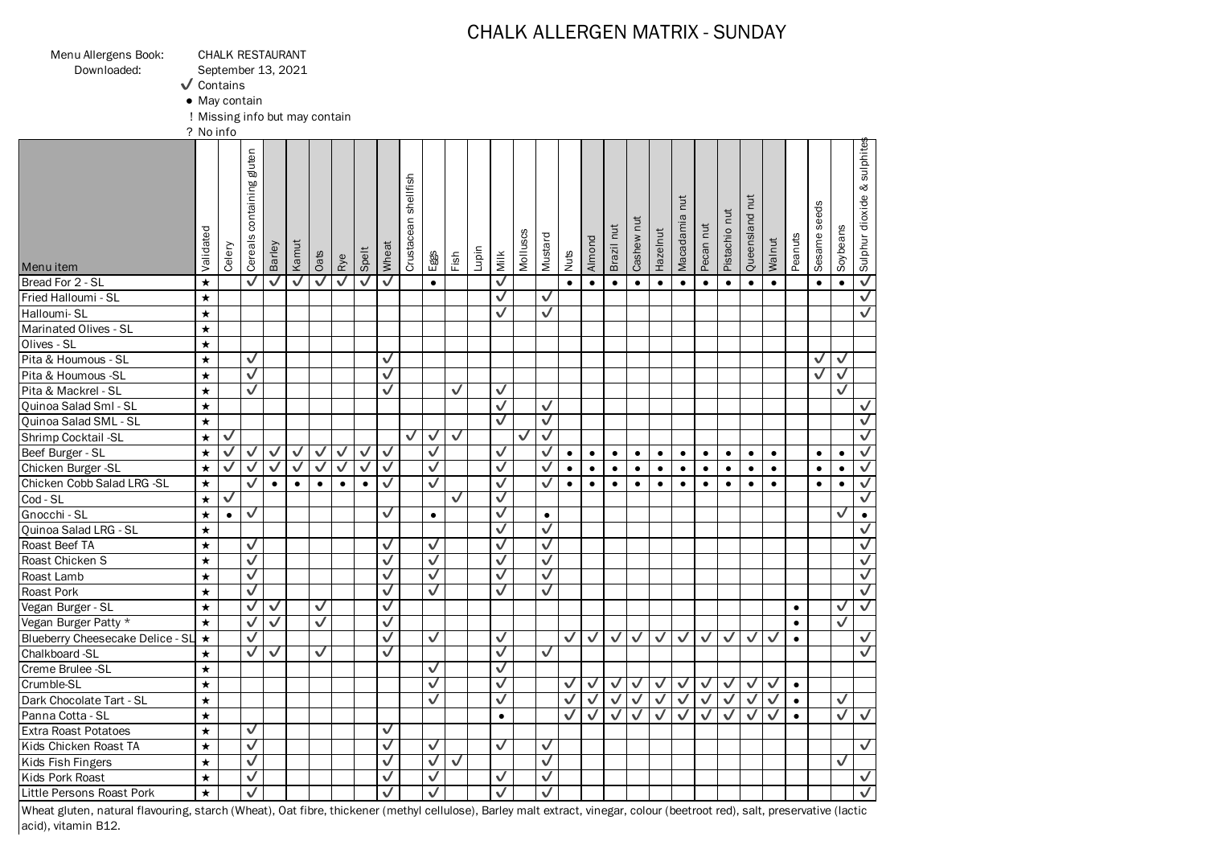# CHALK ALLERGEN MATRIX - SUNDAY

Menu Allergens Book: CHALK RESTAURANT
Downloaded: September 13, 2021

✓ Contains
● May contain
! Missing info but may contain
? No info

| Menu item | Validated | Celery | Cereals containing gluten | Barley | Kamut | Oats | Rye | Spelt | Wheat | Crustacean shellfish | Eggs | Fish | Lupin | Milk | Molluscs | Mustard | Nuts | Almond | Brazil nut | Cashew nut | Hazelnut | Macadamia nut | Pecan nut | Pistachio nut | Queensland nut | Walnut | Peanuts | Sesame seeds | Soybeans | Sulphur dioxide & sulphites |
|---|---|---|---|---|---|---|---|---|---|---|---|---|---|---|---|---|---|---|---|---|---|---|---|---|---|---|---|---|---|---|
| Bread For 2 - SL | ★ | | ✓ | ✓ | ✓ | ✓ | ✓ | ✓ | ✓ | | ● | | | ✓ | | | ● | ● | ● | ● | ● | ● | ● | ● | ● | ● | | ● | ● | ✓ |
| Fried Halloumi - SL | ★ | | | | | | | | | | | | | ✓ | | ✓ | | | | | | | | | | | | | | ✓ |
| Halloumi- SL | ★ | | | | | | | | | | | | | ✓ | | ✓ | | | | | | | | | | | | | | ✓ |
| Marinated Olives - SL | ★ | | | | | | | | | | | | | | | | | | | | | | | | | | | | | |
| Olives - SL | ★ | | | | | | | | | | | | | | | | | | | | | | | | | | | | | |
| Pita & Houmous - SL | ★ | | ✓ | | | | | | ✓ | | | | | | | | | | | | | | | | | | | ✓ | ✓ | |
| Pita & Houmous -SL | ★ | | ✓ | | | | | | ✓ | | | | | | | | | | | | | | | | | | | ✓ | ✓ | |
| Pita & Mackrel - SL | ★ | | ✓ | | | | | | ✓ | | | ✓ | | ✓ | | | | | | | | | | | | | | | ✓ | |
| Quinoa Salad Sml - SL | ★ | | | | | | | | | | | | | ✓ | | ✓ | | | | | | | | | | | | | | ✓ |
| Quinoa Salad SML - SL | ★ | | | | | | | | | | | | | ✓ | | ✓ | | | | | | | | | | | | | | ✓ |
| Shrimp Cocktail -SL | ★ | ✓ | | | | | | | | ✓ | ✓ | ✓ | | | ✓ | ✓ | | | | | | | | | | | | | | ✓ |
| Beef Burger - SL | ★ | ✓ | ✓ | ✓ | ✓ | ✓ | ✓ | ✓ | ✓ | | ✓ | | | ✓ | | ✓ | ● | ● | ● | ● | ● | ● | ● | ● | ● | ● | | ● | ● | ✓ |
| Chicken Burger -SL | ★ | ✓ | ✓ | ✓ | ✓ | ✓ | ✓ | ✓ | ✓ | | ✓ | | | ✓ | | ✓ | ● | ● | ● | ● | ● | ● | ● | ● | ● | ● | | ● | ● | ✓ |
| Chicken Cobb Salad LRG -SL | ★ | | ✓ | ● | ● | ● | ● | ● | ✓ | | ✓ | | | ✓ | | ✓ | ● | ● | ● | ● | ● | ● | ● | ● | ● | ● | | ● | ● | ✓ |
| Cod - SL | ★ | ✓ | | | | | | | | | | ✓ | | ✓ | | | | | | | | | | | | | | | | ✓ |
| Gnocchi - SL | ★ | ● | ✓ | | | | | | ✓ | | ● | | | ✓ | | ● | | | | | | | | | | | | | ✓ | ● |
| Quinoa Salad LRG - SL | ★ | | | | | | | | | | | | | ✓ | | ✓ | | | | | | | | | | | | | | ✓ |
| Roast Beef TA | ★ | | ✓ | | | | | | ✓ | | ✓ | | | ✓ | | ✓ | | | | | | | | | | | | | | ✓ |
| Roast Chicken S | ★ | | ✓ | | | | | | ✓ | | ✓ | | | ✓ | | ✓ | | | | | | | | | | | | | | ✓ |
| Roast Lamb | ★ | | ✓ | | | | | | ✓ | | ✓ | | | ✓ | | ✓ | | | | | | | | | | | | | | ✓ |
| Roast Pork | ★ | | ✓ | | | | | | ✓ | | ✓ | | | ✓ | | ✓ | | | | | | | | | | | | | | ✓ |
| Vegan Burger - SL | ★ | | ✓ | ✓ | | ✓ | | | ✓ | | | | | | | | | | | | | | | | | | ● | | ✓ | ✓ |
| Vegan Burger Patty * | ★ | | ✓ | ✓ | | ✓ | | | ✓ | | | | | | | | | | | | | | | | | | ● | | ✓ | |
| Blueberry Cheesecake Delice - SL | ★ | | ✓ | | | | | | ✓ | | ✓ | | | ✓ | | | ✓ | ✓ | ✓ | ✓ | ✓ | ✓ | ✓ | ✓ | ✓ | ✓ | ● | | | ✓ |
| Chalkboard -SL | ★ | | ✓ | ✓ | | ✓ | | | ✓ | | | | | ✓ | | ✓ | | | | | | | | | | | | | | ✓ |
| Creme Brulee -SL | ★ | | | | | | | | | | ✓ | | | ✓ | | | | | | | | | | | | | | | | |
| Crumble-SL | ★ | | | | | | | | | | ✓ | | | ✓ | | | ✓ | ✓ | ✓ | ✓ | ✓ | ✓ | ✓ | ✓ | ✓ | ✓ | ● | | | |
| Dark Chocolate Tart - SL | ★ | | | | | | | | | | ✓ | | | ✓ | | | ✓ | ✓ | ✓ | ✓ | ✓ | ✓ | ✓ | ✓ | ✓ | ✓ | ● | | ✓ | |
| Panna Cotta - SL | ★ | | | | | | | | | | | | | ● | | | ✓ | ✓ | ✓ | ✓ | ✓ | ✓ | ✓ | ✓ | ✓ | ✓ | ● | | ✓ | ✓ |
| Extra Roast Potatoes | ★ | | ✓ | | | | | | ✓ | | | | | | | | | | | | | | | | | | | | | |
| Kids Chicken Roast TA | ★ | | ✓ | | | | | | ✓ | | ✓ | | | ✓ | | ✓ | | | | | | | | | | | | | | ✓ |
| Kids Fish Fingers | ★ | | ✓ | | | | | | ✓ | | ✓ | ✓ | | | | ✓ | | | | | | | | | | | | | ✓ | |
| Kids Pork Roast | ★ | | ✓ | | | | | | ✓ | | ✓ | | | ✓ | | ✓ | | | | | | | | | | | | | | ✓ |
| Little Persons Roast Pork | ★ | | ✓ | | | | | | ✓ | | ✓ | | | ✓ | | ✓ | | | | | | | | | | | | | | ✓ |

Wheat gluten, natural flavouring, starch (Wheat), Oat fibre, thickener (methyl cellulose), Barley malt extract, vinegar, colour (beetroot red), salt, preservative (lactic acid), vitamin B12.